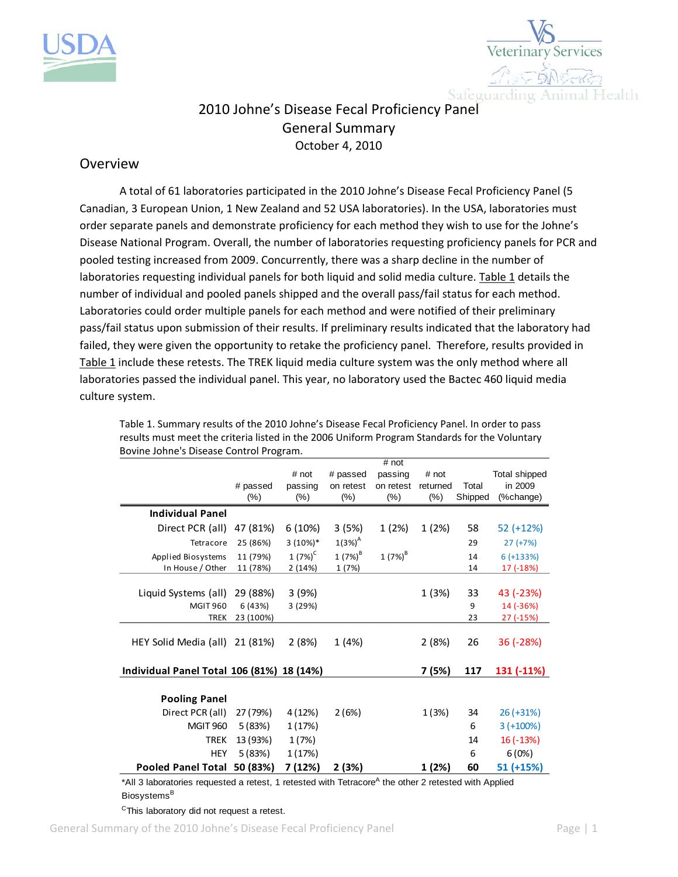# 2010 Johne's Disease Fecal Proficiency Panel
## General Summary
October 4, 2010

## Overview

A total of 61 laboratories participated in the 2010 Johne's Disease Fecal Proficiency Panel (5 Canadian, 3 European Union, 1 New Zealand and 52 USA laboratories). In the USA, laboratories must order separate panels and demonstrate proficiency for each method they wish to use for the Johne's Disease National Program. Overall, the number of laboratories requesting proficiency panels for PCR and pooled testing increased from 2009. Concurrently, there was a sharp decline in the number of laboratories requesting individual panels for both liquid and solid media culture. Table 1 details the number of individual and pooled panels shipped and the overall pass/fail status for each method. Laboratories could order multiple panels for each method and were notified of their preliminary pass/fail status upon submission of their results. If preliminary results indicated that the laboratory had failed, they were given the opportunity to retake the proficiency panel. Therefore, results provided in Table 1 include these retests. The TREK liquid media culture system was the only method where all laboratories passed the individual panel. This year, no laboratory used the Bactec 460 liquid media culture system.

Table 1. Summary results of the 2010 Johne's Disease Fecal Proficiency Panel. In order to pass results must meet the criteria listed in the 2006 Uniform Program Standards for the Voluntary Bovine Johne's Disease Control Program.

| | # passed (%) | # not passing (%) | # passed on retest (%) | # not passing on retest (%) | # not returned (%) | Total Shipped | Total shipped in 2009 (%change) |
|---|---|---|---|---|---|---|---|
| **Individual Panel** | | | | | | | |
| Direct PCR (all) | 47 (81%) | 6 (10%) | 3 (5%) | 1 (2%) | 1 (2%) | 58 | 52 (+12%) |
| Tetracore | 25 (86%) | 3 (10%)* | 1(3%)[A] | | | 29 | 27 (+7%) |
| Applied Biosystems | 11 (79%) | 1 (7%)[C] | 1 (7%)[B] | 1 (7%)[B] | | 14 | 6 (+133%) |
| In House / Other | 11 (78%) | 2 (14%) | 1 (7%) | | | 14 | 17 (-18%) |
| Liquid Systems (all) | 29 (88%) | 3 (9%) | | | 1 (3%) | 33 | 43 (-23%) |
| MGIT 960 | 6 (43%) | 3 (29%) | | | | 9 | 14 (-36%) |
| TREK | 23 (100%) | | | | | 23 | 27 (-15%) |
| HEY Solid Media (all) | 21 (81%) | 2 (8%) | 1 (4%) | | 2 (8%) | 26 | 36 (-28%) |
| **Individual Panel Total** | **106 (81%)** | **18 (14%)** | | | **7 (5%)** | **117** | **131 (-11%)** |
| **Pooling Panel** | | | | | | | |
| Direct PCR (all) | 27 (79%) | 4 (12%) | 2 (6%) | | 1 (3%) | 34 | 26 (+31%) |
| MGIT 960 | 5 (83%) | 1 (17%) | | | | 6 | 3 (+100%) |
| TREK | 13 (93%) | 1 (7%) | | | | 14 | 16 (-13%) |
| HEY | 5 (83%) | 1 (17%) | | | | 6 | 6 (0%) |
| **Pooled Panel Total** | **50 (83%)** | **7 (12%)** | **2 (3%)** | | **1 (2%)** | **60** | **51 (+15%)** |

*All 3 laboratories requested a retest, 1 retested with Tetracore[A] the other 2 retested with Applied Biosystems[B]

[C]This laboratory did not request a retest.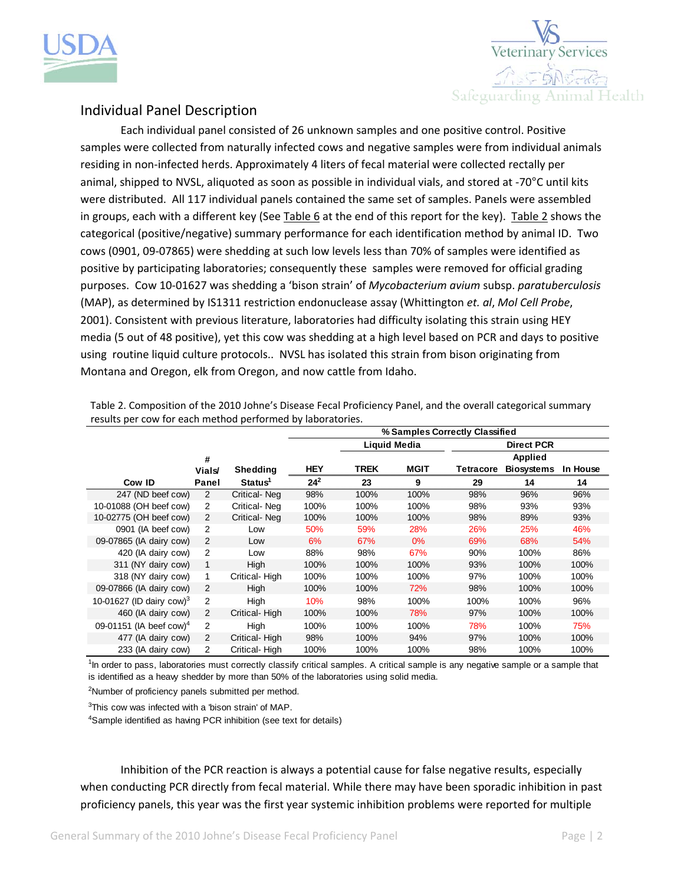## Individual Panel Description

Each individual panel consisted of 26 unknown samples and one positive control. Positive samples were collected from naturally infected cows and negative samples were from individual animals residing in non-infected herds. Approximately 4 liters of fecal material were collected rectally per animal, shipped to NVSL, aliquoted as soon as possible in individual vials, and stored at -70°C until kits were distributed. All 117 individual panels contained the same set of samples. Panels were assembled in groups, each with a different key (See Table 6 at the end of this report for the key). Table 2 shows the categorical (positive/negative) summary performance for each identification method by animal ID. Two cows (0901, 09-07865) were shedding at such low levels less than 70% of samples were identified as positive by participating laboratories; consequently these samples were removed for official grading purposes. Cow 10-01627 was shedding a 'bison strain' of *Mycobacterium avium* subsp. *paratuberculosis* (MAP), as determined by IS1311 restriction endonuclease assay (Whittington *et. al*, *Mol Cell Probe*, 2001). Consistent with previous literature, laboratories had difficulty isolating this strain using HEY media (5 out of 48 positive), yet this cow was shedding at a high level based on PCR and days to positive using routine liquid culture protocols.. NVSL has isolated this strain from bison originating from Montana and Oregon, elk from Oregon, and now cattle from Idaho.

Table 2. Composition of the 2010 Johne's Disease Fecal Proficiency Panel, and the overall categorical summary results per cow for each method performed by laboratories.

| | | | % Samples Correctly Classified | | | | | |
|---|---|---|---|---|---|---|---|---|
| | | | | Liquid Media | | Direct PCR | | |
| Cow ID | # Vials/ Panel | Shedding Status[1] | HEY | TREK | MGIT | Tetracore | Applied Biosystems | In House |
| | | | 24[2] | 23 | 9 | 29 | 14 | 14 |
| 247 (ND beef cow) | 2 | Critical- Neg | 98% | 100% | 100% | 98% | 96% | 96% |
| 10-01088 (OH beef cow) | 2 | Critical- Neg | 100% | 100% | 100% | 98% | 93% | 93% |
| 10-02775 (OH beef cow) | 2 | Critical- Neg | 100% | 100% | 100% | 98% | 89% | 93% |
| 0901 (IA beef cow) | 2 | Low | 50% | 59% | 28% | 26% | 25% | 46% |
| 09-07865 (IA dairy cow) | 2 | Low | 6% | 67% | 0% | 69% | 68% | 54% |
| 420 (IA dairy cow) | 2 | Low | 88% | 98% | 67% | 90% | 100% | 86% |
| 311 (NY dairy cow) | 1 | High | 100% | 100% | 100% | 93% | 100% | 100% |
| 318 (NY dairy cow) | 1 | Critical- High | 100% | 100% | 100% | 97% | 100% | 100% |
| 09-07866 (IA dairy cow) | 2 | High | 100% | 100% | 72% | 98% | 100% | 100% |
| 10-01627 (ID dairy cow)[3] | 2 | High | 10% | 98% | 100% | 100% | 100% | 96% |
| 460 (IA dairy cow) | 2 | Critical- High | 100% | 100% | 78% | 97% | 100% | 100% |
| 09-01151 (IA beef cow)[4] | 2 | High | 100% | 100% | 100% | 78% | 100% | 75% |
| 477 (IA dairy cow) | 2 | Critical- High | 98% | 100% | 94% | 97% | 100% | 100% |
| 233 (IA dairy cow) | 2 | Critical- High | 100% | 100% | 100% | 98% | 100% | 100% |

[1]In order to pass, laboratories must correctly classify critical samples. A critical sample is any negative sample or a sample that is identified as a heavy shedder by more than 50% of the laboratories using solid media.

[2]Number of proficiency panels submitted per method.

[3]This cow was infected with a 'bison strain' of MAP.

[4]Sample identified as having PCR inhibition (see text for details)

Inhibition of the PCR reaction is always a potential cause for false negative results, especially when conducting PCR directly from fecal material. While there may have been sporadic inhibition in past proficiency panels, this year was the first year systemic inhibition problems were reported for multiple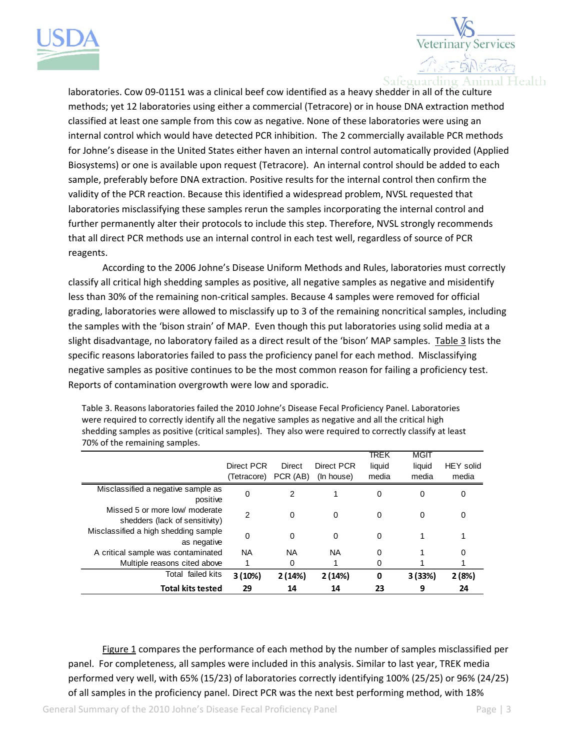laboratories. Cow 09-01151 was a clinical beef cow identified as a heavy shedder in all of the culture methods; yet 12 laboratories using either a commercial (Tetracore) or in house DNA extraction method classified at least one sample from this cow as negative. None of these laboratories were using an internal control which would have detected PCR inhibition. The 2 commercially available PCR methods for Johne's disease in the United States either haven an internal control automatically provided (Applied Biosystems) or one is available upon request (Tetracore). An internal control should be added to each sample, preferably before DNA extraction. Positive results for the internal control then confirm the validity of the PCR reaction. Because this identified a widespread problem, NVSL requested that laboratories misclassifying these samples rerun the samples incorporating the internal control and further permanently alter their protocols to include this step. Therefore, NVSL strongly recommends that all direct PCR methods use an internal control in each test well, regardless of source of PCR reagents.

According to the 2006 Johne's Disease Uniform Methods and Rules, laboratories must correctly classify all critical high shedding samples as positive, all negative samples as negative and misidentify less than 30% of the remaining non-critical samples. Because 4 samples were removed for official grading, laboratories were allowed to misclassify up to 3 of the remaining noncritical samples, including the samples with the 'bison strain' of MAP. Even though this put laboratories using solid media at a slight disadvantage, no laboratory failed as a direct result of the 'bison' MAP samples. Table 3 lists the specific reasons laboratories failed to pass the proficiency panel for each method. Misclassifying negative samples as positive continues to be the most common reason for failing a proficiency test. Reports of contamination overgrowth were low and sporadic.

Table 3. Reasons laboratories failed the 2010 Johne's Disease Fecal Proficiency Panel. Laboratories were required to correctly identify all the negative samples as negative and all the critical high shedding samples as positive (critical samples). They also were required to correctly classify at least 70% of the remaining samples.

| | Direct PCR (Tetracore) | Direct PCR (AB) | Direct PCR (In house) | TREK liquid media | MGIT liquid media | HEY solid media |
|---|---|---|---|---|---|---|
| Misclassified a negative sample as positive | 0 | 2 | 1 | 0 | 0 | 0 |
| Missed 5 or more low/ moderate shedders (lack of sensitivity) | 2 | 0 | 0 | 0 | 0 | 0 |
| Misclassified a high shedding sample as negative | 0 | 0 | 0 | 0 | 1 | 1 |
| A critical sample was contaminated | NA | NA | NA | 0 | 1 | 0 |
| Multiple reasons cited above | 1 | 0 | 1 | 0 | 1 | 1 |
| Total failed kits | **3 (10%)** | **2 (14%)** | **2 (14%)** | **0** | **3 (33%)** | **2 (8%)** |
| **Total kits tested** | **29** | **14** | **14** | **23** | **9** | **24** |

Figure 1 compares the performance of each method by the number of samples misclassified per panel. For completeness, all samples were included in this analysis. Similar to last year, TREK media performed very well, with 65% (15/23) of laboratories correctly identifying 100% (25/25) or 96% (24/25) of all samples in the proficiency panel. Direct PCR was the next best performing method, with 18%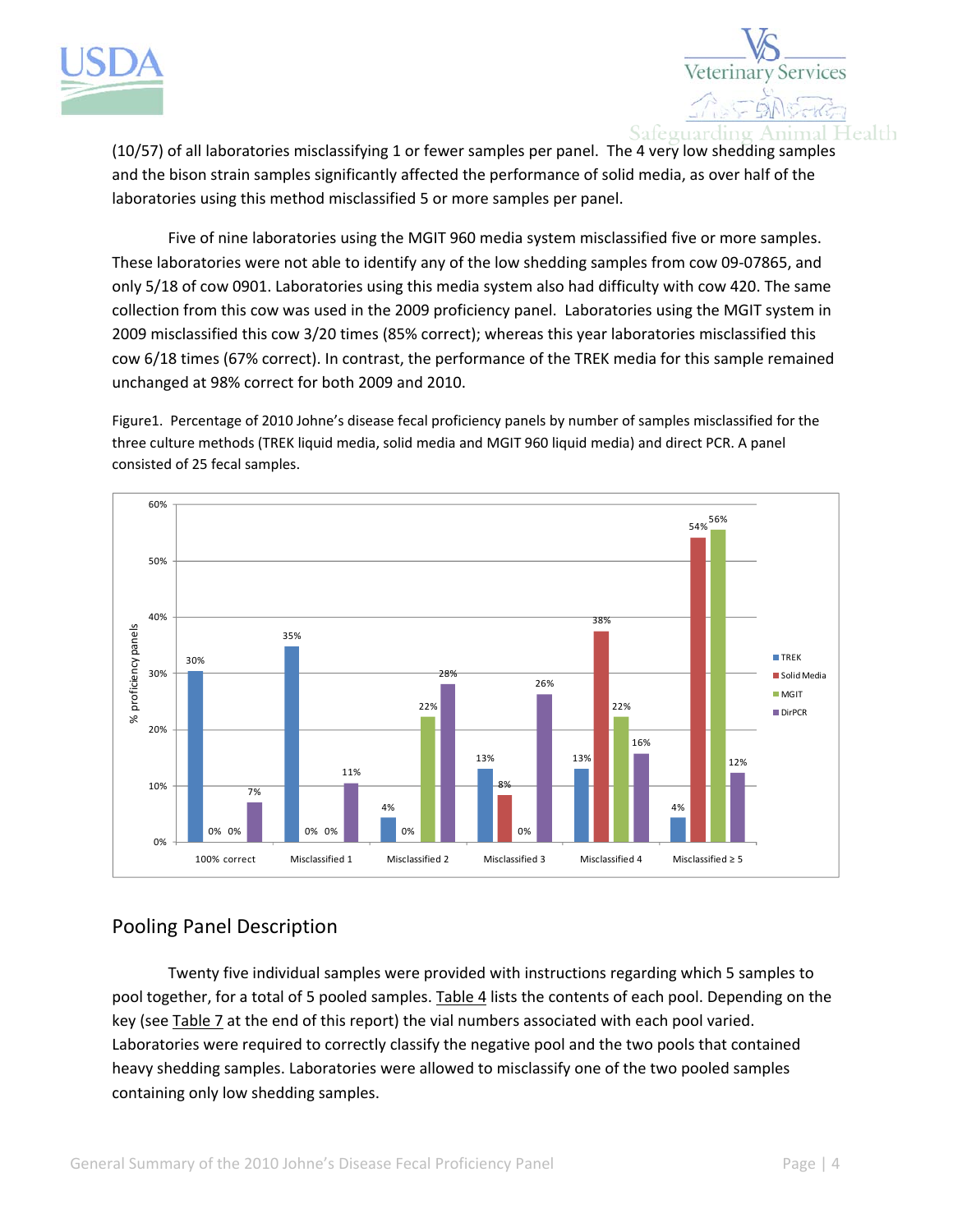(10/57) of all laboratories misclassifying 1 or fewer samples per panel. The 4 very low shedding samples and the bison strain samples significantly affected the performance of solid media, as over half of the laboratories using this method misclassified 5 or more samples per panel.

Five of nine laboratories using the MGIT 960 media system misclassified five or more samples. These laboratories were not able to identify any of the low shedding samples from cow 09-07865, and only 5/18 of cow 0901. Laboratories using this media system also had difficulty with cow 420. The same collection from this cow was used in the 2009 proficiency panel. Laboratories using the MGIT system in 2009 misclassified this cow 3/20 times (85% correct); whereas this year laboratories misclassified this cow 6/18 times (67% correct). In contrast, the performance of the TREK media for this sample remained unchanged at 98% correct for both 2009 and 2010.

Figure1. Percentage of 2010 Johne's disease fecal proficiency panels by number of samples misclassified for the three culture methods (TREK liquid media, solid media and MGIT 960 liquid media) and direct PCR. A panel consisted of 25 fecal samples.

| % proficiency panels | TREK | Solid Media | MGIT | DirPCR |
|---|---|---|---|---|
| 100% correct | 30% | 0% | 0% | 7% |
| Misclassified 1 | 35% | 0% | 0% | 11% |
| Misclassified 2 | 4% | 0% | 22% | 28% |
| Misclassified 3 | 13% | 8% | 0% | 26% |
| Misclassified 4 | 13% | 38% | 22% | 16% |
| Misclassified ≥ 5 | 4% | 54% | 56% | 12% |

## Pooling Panel Description

Twenty five individual samples were provided with instructions regarding which 5 samples to pool together, for a total of 5 pooled samples. Table 4 lists the contents of each pool. Depending on the key (see Table 7 at the end of this report) the vial numbers associated with each pool varied. Laboratories were required to correctly classify the negative pool and the two pools that contained heavy shedding samples. Laboratories were allowed to misclassify one of the two pooled samples containing only low shedding samples.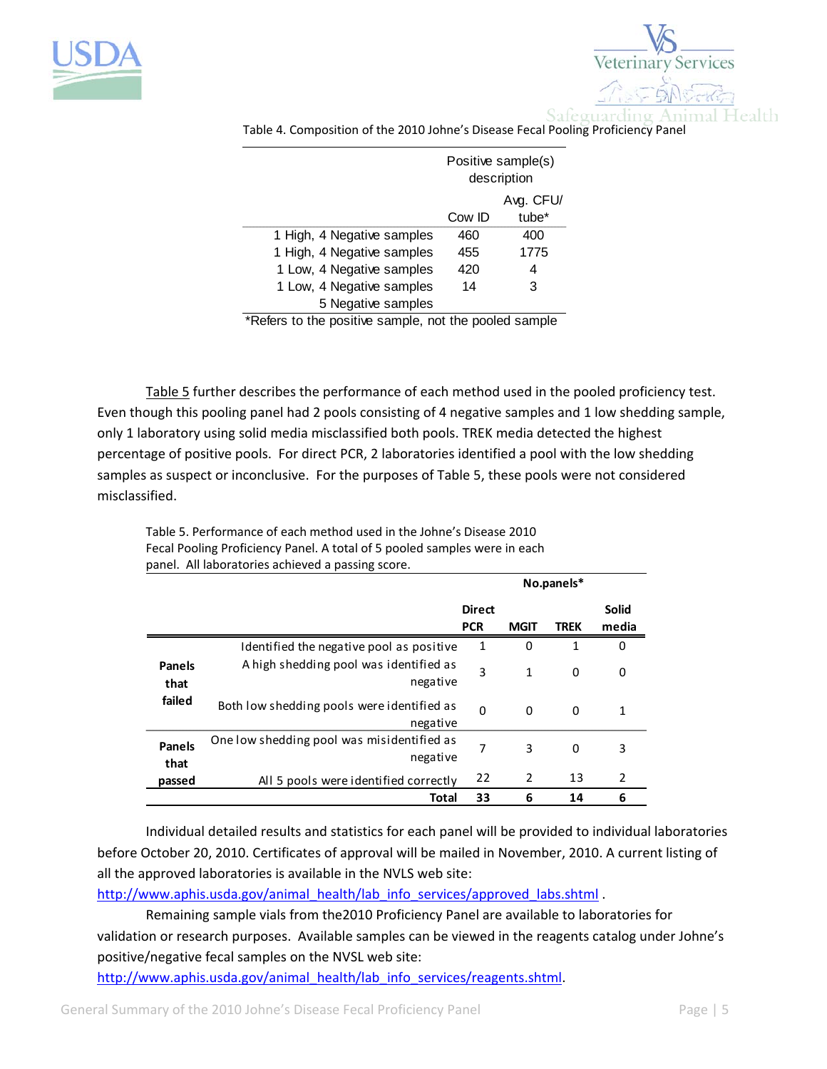Table 4. Composition of the 2010 Johne's Disease Fecal Pooling Proficiency Panel

| | Positive sample(s) description | |
|---|---|---|
| | Cow ID | Avg. CFU/ tube* |
| 1 High, 4 Negative samples | 460 | 400 |
| 1 High, 4 Negative samples | 455 | 1775 |
| 1 Low, 4 Negative samples | 420 | 4 |
| 1 Low, 4 Negative samples | 14 | 3 |
| 5 Negative samples | | |

*Refers to the positive sample, not the pooled sample

Table 5 further describes the performance of each method used in the pooled proficiency test. Even though this pooling panel had 2 pools consisting of 4 negative samples and 1 low shedding sample, only 1 laboratory using solid media misclassified both pools. TREK media detected the highest percentage of positive pools. For direct PCR, 2 laboratories identified a pool with the low shedding samples as suspect or inconclusive. For the purposes of Table 5, these pools were not considered misclassified.

Table 5. Performance of each method used in the Johne's Disease 2010 Fecal Pooling Proficiency Panel. A total of 5 pooled samples were in each panel. All laboratories achieved a passing score.

| | | No.panels* | | | |
|---|---|---|---|---|---|
| | | **Direct PCR** | **MGIT** | **TREK** | **Solid media** |
| **Panels that failed** | Identified the negative pool as positive | 1 | 0 | 1 | 0 |
| | A high shedding pool was identified as negative | 3 | 1 | 0 | 0 |
| | Both low shedding pools were identified as negative | 0 | 0 | 0 | 1 |
| **Panels that passed** | One low shedding pool was misidentified as negative | 7 | 3 | 0 | 3 |
| | All 5 pools were identified correctly | 22 | 2 | 13 | 2 |
| | **Total** | **33** | **6** | **14** | **6** |

Individual detailed results and statistics for each panel will be provided to individual laboratories before October 20, 2010. Certificates of approval will be mailed in November, 2010. A current listing of all the approved laboratories is available in the NVLS web site: http://www.aphis.usda.gov/animal_health/lab_info_services/approved_labs.shtml .

Remaining sample vials from the2010 Proficiency Panel are available to laboratories for validation or research purposes. Available samples can be viewed in the reagents catalog under Johne's positive/negative fecal samples on the NVSL web site: http://www.aphis.usda.gov/animal_health/lab_info_services/reagents.shtml.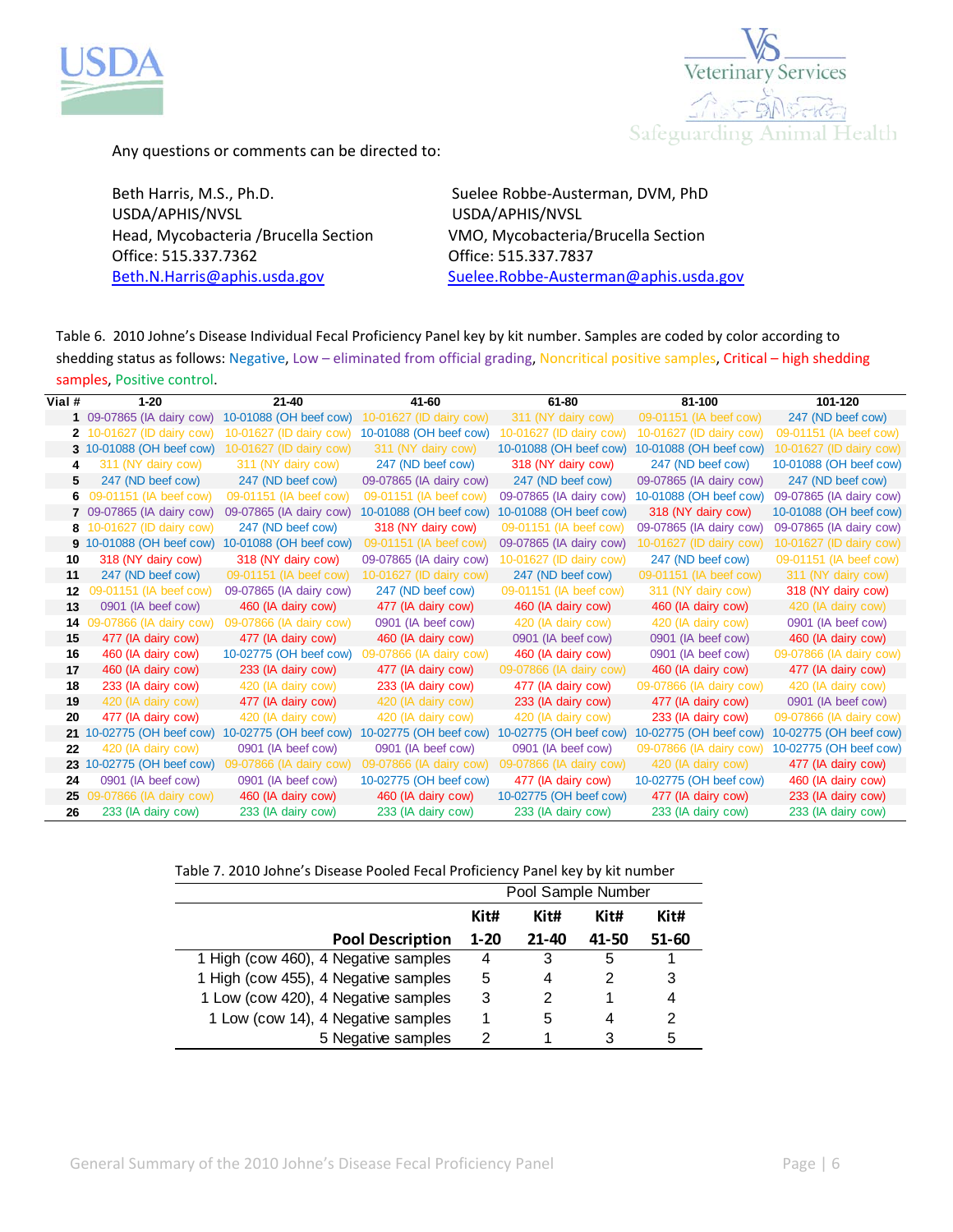Any questions or comments can be directed to:

Beth Harris, M.S., Ph.D.
USDA/APHIS/NVSL
Head, Mycobacteria /Brucella Section
Office: 515.337.7362
Beth.N.Harris@aphis.usda.gov

Suelee Robbe-Austerman, DVM, PhD
USDA/APHIS/NVSL
VMO, Mycobacteria/Brucella Section
Office: 515.337.7837
Suelee.Robbe-Austerman@aphis.usda.gov

Table 6. 2010 Johne's Disease Individual Fecal Proficiency Panel key by kit number. Samples are coded by color according to shedding status as follows: Negative, Low – eliminated from official grading, Noncritical positive samples, Critical – high shedding samples, Positive control.

| Vial # | 1-20 | 21-40 | 41-60 | 61-80 | 81-100 | 101-120 |
|---|---|---|---|---|---|---|
| 1 | 09-07865 (IA dairy cow) | 10-01088 (OH beef cow) | 10-01627 (ID dairy cow) | 311 (NY dairy cow) | 09-01151 (IA beef cow) | 247 (ND beef cow) |
| 2 | 10-01627 (ID dairy cow) | 10-01627 (ID dairy cow) | 10-01088 (OH beef cow) | 10-01627 (ID dairy cow) | 10-01627 (ID dairy cow) | 09-01151 (IA beef cow) |
| 3 | 10-01088 (OH beef cow) | 10-01627 (ID dairy cow) | 311 (NY dairy cow) | 10-01088 (OH beef cow) | 10-01088 (OH beef cow) | 10-01627 (ID dairy cow) |
| 4 | 311 (NY dairy cow) | 311 (NY dairy cow) | 247 (ND beef cow) | 318 (NY dairy cow) | 247 (ND beef cow) | 10-01088 (OH beef cow) |
| 5 | 247 (ND beef cow) | 247 (ND beef cow) | 09-07865 (IA dairy cow) | 247 (ND beef cow) | 09-07865 (IA dairy cow) | 247 (ND beef cow) |
| 6 | 09-01151 (IA beef cow) | 09-01151 (IA beef cow) | 09-01151 (IA beef cow) | 09-07865 (IA dairy cow) | 10-01088 (OH beef cow) | 09-07865 (IA dairy cow) |
| 7 | 09-07865 (IA dairy cow) | 09-07865 (IA dairy cow) | 10-01088 (OH beef cow) | 10-01088 (OH beef cow) | 318 (NY dairy cow) | 10-01088 (OH beef cow) |
| 8 | 10-01627 (ID dairy cow) | 247 (ND beef cow) | 318 (NY dairy cow) | 09-01151 (IA beef cow) | 09-07865 (IA dairy cow) | 09-07865 (IA dairy cow) |
| 9 | 10-01088 (OH beef cow) | 10-01088 (OH beef cow) | 09-01151 (IA beef cow) | 09-07865 (IA dairy cow) | 10-01627 (ID dairy cow) | 10-01627 (ID dairy cow) |
| 10 | 318 (NY dairy cow) | 318 (NY dairy cow) | 09-07865 (IA dairy cow) | 10-01627 (ID dairy cow) | 247 (ND beef cow) | 09-01151 (IA beef cow) |
| 11 | 247 (ND beef cow) | 09-01151 (IA beef cow) | 10-01627 (ID dairy cow) | 247 (ND beef cow) | 09-01151 (IA beef cow) | 311 (NY dairy cow) |
| 12 | 09-01151 (IA beef cow) | 09-07865 (IA dairy cow) | 247 (ND beef cow) | 09-01151 (IA beef cow) | 311 (NY dairy cow) | 318 (NY dairy cow) |
| 13 | 0901 (IA beef cow) | 460 (IA dairy cow) | 477 (IA dairy cow) | 460 (IA dairy cow) | 460 (IA dairy cow) | 420 (IA dairy cow) |
| 14 | 09-07866 (IA dairy cow) | 09-07866 (IA dairy cow) | 0901 (IA beef cow) | 420 (IA dairy cow) | 420 (IA dairy cow) | 0901 (IA beef cow) |
| 15 | 477 (IA dairy cow) | 477 (IA dairy cow) | 460 (IA dairy cow) | 0901 (IA beef cow) | 0901 (IA beef cow) | 460 (IA dairy cow) |
| 16 | 460 (IA dairy cow) | 10-02775 (OH beef cow) | 09-07866 (IA dairy cow) | 460 (IA dairy cow) | 0901 (IA beef cow) | 09-07866 (IA dairy cow) |
| 17 | 460 (IA dairy cow) | 233 (IA dairy cow) | 477 (IA dairy cow) | 09-07866 (IA dairy cow) | 460 (IA dairy cow) | 477 (IA dairy cow) |
| 18 | 233 (IA dairy cow) | 420 (IA dairy cow) | 233 (IA dairy cow) | 477 (IA dairy cow) | 09-07866 (IA dairy cow) | 420 (IA dairy cow) |
| 19 | 420 (IA dairy cow) | 477 (IA dairy cow) | 420 (IA dairy cow) | 233 (IA dairy cow) | 477 (IA dairy cow) | 0901 (IA beef cow) |
| 20 | 477 (IA dairy cow) | 420 (IA dairy cow) | 420 (IA dairy cow) | 420 (IA dairy cow) | 233 (IA dairy cow) | 09-07866 (IA dairy cow) |
| 21 | 10-02775 (OH beef cow) | 10-02775 (OH beef cow) | 10-02775 (OH beef cow) | 10-02775 (OH beef cow) | 10-02775 (OH beef cow) | 10-02775 (OH beef cow) |
| 22 | 420 (IA dairy cow) | 0901 (IA beef cow) | 0901 (IA beef cow) | 0901 (IA beef cow) | 09-07866 (IA dairy cow) | 10-02775 (OH beef cow) |
| 23 | 10-02775 (OH beef cow) | 09-07866 (IA dairy cow) | 09-07866 (IA dairy cow) | 09-07866 (IA dairy cow) | 420 (IA dairy cow) | 477 (IA dairy cow) |
| 24 | 0901 (IA beef cow) | 0901 (IA beef cow) | 10-02775 (OH beef cow) | 477 (IA dairy cow) | 10-02775 (OH beef cow) | 460 (IA dairy cow) |
| 25 | 09-07866 (IA dairy cow) | 460 (IA dairy cow) | 460 (IA dairy cow) | 10-02775 (OH beef cow) | 477 (IA dairy cow) | 233 (IA dairy cow) |
| 26 | 233 (IA dairy cow) | 233 (IA dairy cow) | 233 (IA dairy cow) | 233 (IA dairy cow) | 233 (IA dairy cow) | 233 (IA dairy cow) |

Table 7. 2010 Johne's Disease Pooled Fecal Proficiency Panel key by kit number

| | Pool Sample Number | | | |
|---|---|---|---|---|
| **Pool Description** | **Kit# 1-20** | **Kit# 21-40** | **Kit# 41-50** | **Kit# 51-60** |
| 1 High (cow 460), 4 Negative samples | 4 | 3 | 5 | 1 |
| 1 High (cow 455), 4 Negative samples | 5 | 4 | 2 | 3 |
| 1 Low (cow 420), 4 Negative samples | 3 | 2 | 1 | 4 |
| 1 Low (cow 14), 4 Negative samples | 1 | 5 | 4 | 2 |
| 5 Negative samples | 2 | 1 | 3 | 5 |